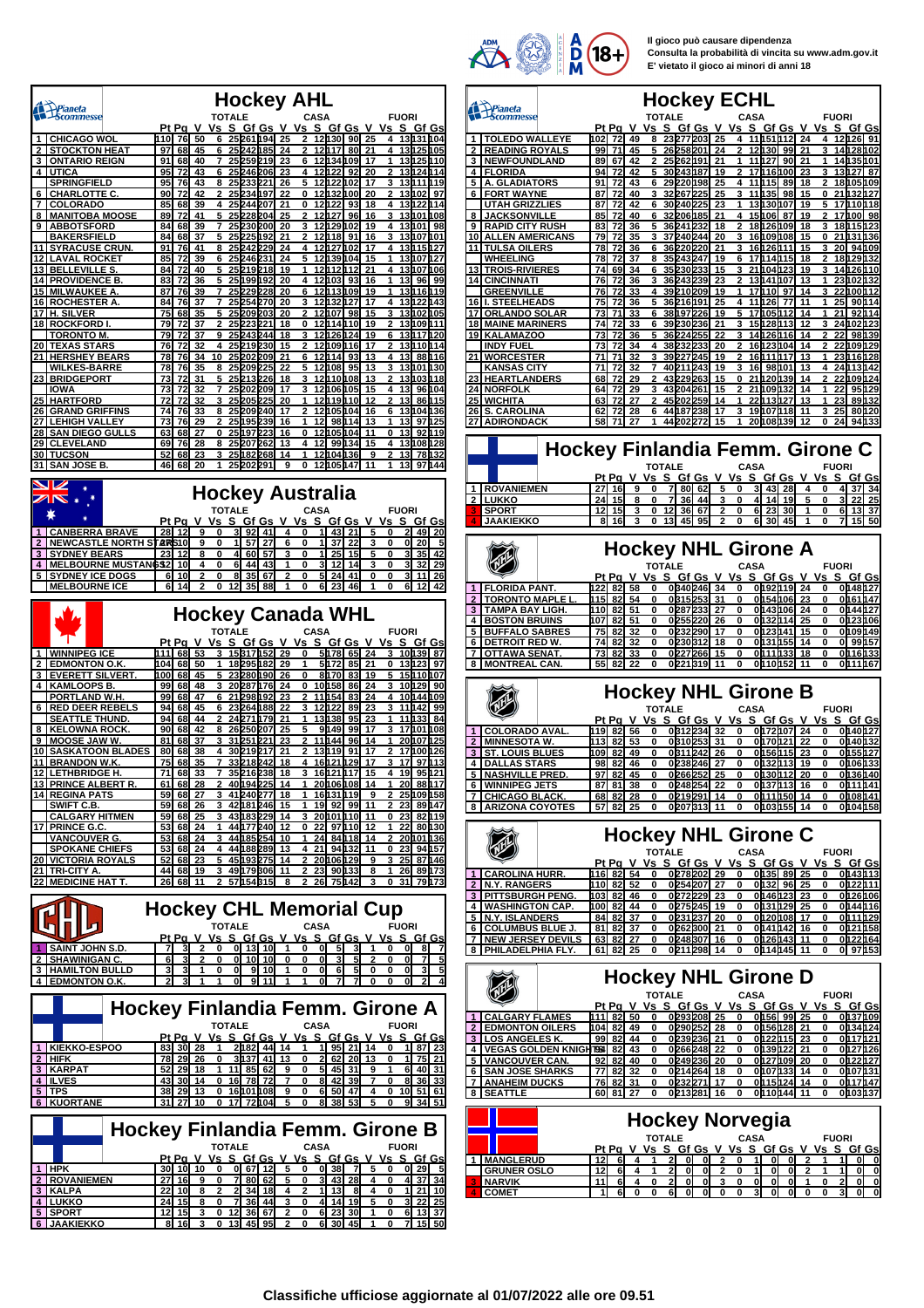Il gioco può causare dipendenza
Consulta la probabilità di vincita su www.adm.gov.it
E' vietato il gioco ai minori di anni 18

## Hockey AHL

| | | Pt | Pg | V | Vs | S | Gf | Gs | V | Vs | S | Gf | Gs | V | Vs | S | Gf | Gs |
|---|---|---|---|---|---|---|---|---|---|---|---|---|---|---|---|---|---|---|
| | | | | TOTALE | | | | | CASA | | | | | FUORI | | | | |
| 1 | CHICAGO WOL | 110 | 76 | 50 | 6 | 25 | 261 | 194 | 25 | 2 | 12 | 130 | 90 | 25 | 4 | 13 | 131 | 104 |
| 2 | STOCKTON HEAT | 97 | 68 | 45 | 6 | 25 | 242 | 185 | 24 | 2 | 12 | 117 | 80 | 21 | 4 | 13 | 125 | 105 |
| 3 | ONTARIO REIGN | 91 | 68 | 40 | 7 | 25 | 259 | 219 | 23 | 6 | 12 | 134 | 109 | 17 | 1 | 13 | 125 | 110 |
| 4 | UTICA | 95 | 72 | 43 | 6 | 25 | 246 | 206 | 23 | 4 | 12 | 122 | 92 | 20 | 2 | 13 | 124 | 114 |
| | SPRINGFIELD | 95 | 76 | 43 | 8 | 25 | 233 | 221 | 26 | 5 | 12 | 122 | 102 | 17 | 3 | 13 | 111 | 119 |
| 6 | CHARLOTTE C. | 90 | 72 | 42 | 2 | 25 | 234 | 197 | 22 | 0 | 12 | 132 | 100 | 20 | 2 | 13 | 102 | 97 |
| 7 | COLORADO | 85 | 68 | 39 | 4 | 25 | 244 | 207 | 21 | 0 | 12 | 122 | 93 | 18 | 4 | 13 | 122 | 114 |
| 8 | MANITOBA MOOSE | 89 | 72 | 41 | 5 | 25 | 228 | 204 | 25 | 2 | 12 | 127 | 96 | 16 | 3 | 13 | 101 | 108 |
| 9 | ABBOTSFORD | 84 | 68 | 39 | 7 | 25 | 230 | 200 | 20 | 3 | 12 | 129 | 102 | 19 | 4 | 13 | 101 | 98 |
| | BAKERSFIELD | 84 | 68 | 37 | 5 | 25 | 225 | 192 | 21 | 2 | 12 | 118 | 91 | 16 | 3 | 13 | 107 | 101 |
| 11 | SYRACUSE CRUN. | 91 | 76 | 41 | 8 | 25 | 242 | 229 | 24 | 4 | 12 | 127 | 102 | 17 | 4 | 13 | 115 | 127 |
| 12 | LAVAL ROCKET | 85 | 72 | 39 | 6 | 25 | 246 | 231 | 24 | 5 | 12 | 139 | 104 | 15 | 1 | 13 | 107 | 127 |
| 13 | BELLEVILLE S. | 84 | 72 | 40 | 5 | 25 | 219 | 218 | 19 | 1 | 12 | 112 | 112 | 21 | 4 | 13 | 107 | 106 |
| 14 | PROVIDENCE B. | 83 | 72 | 36 | 5 | 25 | 199 | 192 | 20 | 4 | 12 | 103 | 93 | 16 | 1 | 13 | 96 | 99 |
| 15 | MILWAUKEE A. | 87 | 76 | 39 | 7 | 25 | 229 | 228 | 20 | 6 | 12 | 113 | 109 | 19 | 1 | 13 | 116 | 119 |
| 16 | ROCHESTER A. | 84 | 76 | 37 | 7 | 25 | 254 | 270 | 20 | 3 | 12 | 132 | 127 | 17 | 4 | 13 | 122 | 143 |
| 17 | H. SILVER | 75 | 68 | 35 | 5 | 25 | 209 | 203 | 20 | 2 | 12 | 107 | 98 | 15 | 3 | 13 | 102 | 105 |
| 18 | ROCKFORD I. | 79 | 72 | 37 | 2 | 25 | 223 | 221 | 18 | 0 | 12 | 114 | 110 | 19 | 2 | 13 | 109 | 111 |
| | TORONTO M. | 79 | 72 | 37 | 9 | 25 | 243 | 244 | 18 | 3 | 12 | 126 | 124 | 19 | 6 | 13 | 117 | 120 |
| 20 | TEXAS STARS | 76 | 72 | 32 | 4 | 25 | 219 | 230 | 15 | 2 | 12 | 109 | 116 | 17 | 2 | 13 | 110 | 114 |
| 21 | HERSHEY BEARS | 78 | 76 | 34 | 10 | 25 | 202 | 209 | 21 | 6 | 12 | 114 | 93 | 13 | 4 | 13 | 88 | 116 |
| | WILKES-BARRE | 78 | 76 | 35 | 8 | 25 | 209 | 225 | 22 | 5 | 12 | 108 | 95 | 13 | 3 | 13 | 101 | 130 |
| 23 | BRIDGEPORT | 73 | 72 | 31 | 5 | 25 | 213 | 226 | 18 | 3 | 12 | 110 | 108 | 13 | 2 | 13 | 103 | 118 |
| | IOWA | 73 | 72 | 32 | 7 | 25 | 202 | 209 | 17 | 3 | 12 | 106 | 105 | 15 | 4 | 13 | 96 | 104 |
| 25 | HARTFORD | 72 | 72 | 32 | 3 | 25 | 205 | 225 | 20 | 1 | 12 | 119 | 110 | 12 | 2 | 13 | 86 | 115 |
| 26 | GRAND GRIFFINS | 74 | 76 | 33 | 8 | 25 | 209 | 240 | 17 | 2 | 12 | 105 | 104 | 16 | 6 | 13 | 104 | 136 |
| 27 | LEHIGH VALLEY | 73 | 76 | 29 | 2 | 25 | 195 | 239 | 16 | 1 | 12 | 98 | 114 | 13 | 1 | 13 | 97 | 125 |
| 28 | SAN DIEGO GULLS | 63 | 68 | 27 | 0 | 25 | 197 | 223 | 16 | 0 | 12 | 105 | 104 | 11 | 0 | 13 | 92 | 119 |
| 29 | CLEVELAND | 69 | 76 | 28 | 8 | 25 | 207 | 262 | 13 | 4 | 12 | 99 | 134 | 15 | 4 | 13 | 108 | 128 |
| 30 | TUCSON | 52 | 68 | 23 | 3 | 25 | 182 | 268 | 14 | 1 | 12 | 104 | 136 | 9 | 2 | 13 | 78 | 132 |
| 31 | SAN JOSE B. | 46 | 68 | 20 | 1 | 25 | 202 | 291 | 9 | 0 | 12 | 105 | 147 | 11 | 1 | 13 | 97 | 144 |

## Hockey Australia

| | | Pt | Pg | V | Vs | S | Gf | Gs | V | Vs | S | Gf | Gs | V | Vs | S | Gf | Gs |
|---|---|---|---|---|---|---|---|---|---|---|---|---|---|---|---|---|---|---|
| | | | | TOTALE | | | | | CASA | | | | | FUORI | | | | |
| 1 | CANBERRA BRAVE | 28 | 12 | 9 | 0 | 3 | 92 | 41 | 4 | 0 | 1 | 43 | 21 | 5 | 0 | 2 | 49 | 20 |
| 2 | NEWCASTLE NORTH STARS | 28 | 10 | 9 | 0 | 1 | 57 | 27 | 6 | 0 | 1 | 37 | 22 | 3 | 0 | 0 | 20 | 5 |
| 3 | SYDNEY BEARS | 23 | 12 | 8 | 0 | 4 | 60 | 57 | 3 | 0 | 1 | 25 | 15 | 5 | 0 | 3 | 35 | 42 |
| 4 | MELBOURNE MUSTANGS | 12 | 10 | 4 | 0 | 6 | 44 | 43 | 1 | 0 | 3 | 12 | 14 | 3 | 0 | 3 | 32 | 29 |
| 5 | SYDNEY ICE DOGS | 6 | 10 | 2 | 0 | 8 | 35 | 67 | 2 | 0 | 5 | 24 | 41 | 0 | 0 | 3 | 11 | 26 |
| | MELBOURNE ICE | 6 | 14 | 2 | 0 | 12 | 35 | 88 | 1 | 0 | 6 | 23 | 46 | 1 | 0 | 6 | 12 | 42 |

## Hockey Canada WHL

| | | Pt | Pg | V | Vs | S | Gf | Gs | V | Vs | S | Gf | Gs | V | Vs | S | Gf | Gs |
|---|---|---|---|---|---|---|---|---|---|---|---|---|---|---|---|---|---|---|
| | | | | TOTALE | | | | | CASA | | | | | FUORI | | | | |
| 1 | WINNIPEG ICE | 111 | 68 | 53 | 3 | 15 | 317 | 152 | 29 | 0 | 5 | 178 | 65 | 24 | 3 | 10 | 139 | 87 |
| 2 | EDMONTON O.K. | 104 | 68 | 50 | 1 | 18 | 295 | 182 | 29 | 1 | 5 | 172 | 85 | 21 | 0 | 13 | 123 | 97 |
| 3 | EVERETT SILVERT. | 100 | 68 | 45 | 5 | 23 | 280 | 190 | 26 | 0 | 8 | 170 | 83 | 19 | 5 | 15 | 110 | 107 |
| 4 | KAMLOOPS B. | 99 | 68 | 48 | 3 | 20 | 287 | 176 | 24 | 0 | 10 | 158 | 86 | 24 | 3 | 10 | 129 | 90 |
| | PORTLAND W.H. | 99 | 68 | 47 | 6 | 21 | 298 | 192 | 23 | 2 | 11 | 154 | 83 | 24 | 4 | 10 | 144 | 109 |
| 6 | RED DEER REBELS | 94 | 68 | 45 | 6 | 23 | 264 | 188 | 22 | 3 | 12 | 122 | 89 | 23 | 3 | 11 | 142 | 99 |
| | SEATTLE THUND. | 94 | 68 | 44 | 2 | 24 | 271 | 179 | 21 | 1 | 13 | 138 | 95 | 23 | 1 | 11 | 133 | 84 |
| 8 | KELOWNA ROCK. | 90 | 68 | 42 | 8 | 26 | 250 | 207 | 25 | 5 | 9 | 149 | 99 | 17 | 3 | 17 | 101 | 108 |
| 9 | MOOSE JAW W. | 81 | 68 | 37 | 3 | 31 | 251 | 221 | 23 | 2 | 11 | 144 | 96 | 14 | 1 | 20 | 107 | 125 |
| 10 | SASKATOON BLADES | 80 | 68 | 38 | 4 | 30 | 219 | 217 | 21 | 2 | 13 | 119 | 91 | 17 | 2 | 17 | 100 | 126 |
| 11 | BRANDON W.K. | 75 | 68 | 35 | 7 | 33 | 218 | 242 | 18 | 4 | 16 | 121 | 129 | 17 | 3 | 17 | 97 | 113 |
| 12 | LETHBRIDGE H. | 71 | 68 | 33 | 7 | 35 | 216 | 238 | 18 | 3 | 16 | 121 | 117 | 15 | 4 | 19 | 95 | 121 |
| 13 | PRINCE ALBERT R. | 61 | 68 | 28 | 2 | 40 | 194 | 225 | 14 | 1 | 20 | 106 | 108 | 14 | 1 | 20 | 88 | 117 |
| 14 | REGINA PATS | 59 | 68 | 27 | 3 | 41 | 210 | 277 | 18 | 1 | 16 | 131 | 119 | 9 | 2 | 25 | 109 | 158 |
| | SWIFT C.B. | 59 | 68 | 26 | 3 | 42 | 181 | 246 | 15 | 1 | 19 | 92 | 99 | 11 | 2 | 23 | 89 | 147 |
| | CALGARY HITMEN | 59 | 68 | 25 | 3 | 43 | 183 | 229 | 14 | 3 | 20 | 101 | 110 | 11 | 0 | 23 | 82 | 119 |
| 17 | PRINCE G.C. | 53 | 68 | 24 | 1 | 44 | 177 | 240 | 12 | 0 | 22 | 97 | 110 | 12 | 1 | 22 | 80 | 130 |
| | VANCOUVER G. | 53 | 68 | 24 | 3 | 44 | 185 | 254 | 10 | 1 | 24 | 84 | 118 | 14 | 2 | 20 | 101 | 136 |
| | SPOKANE CHIEFS | 53 | 68 | 24 | 4 | 44 | 188 | 289 | 13 | 4 | 21 | 94 | 132 | 11 | 0 | 23 | 94 | 157 |
| 20 | VICTORIA ROYALS | 52 | 68 | 23 | 5 | 45 | 193 | 275 | 14 | 2 | 20 | 106 | 129 | 9 | 3 | 25 | 87 | 146 |
| 21 | TRI-CITY A. | 44 | 68 | 19 | 3 | 49 | 179 | 306 | 11 | 2 | 23 | 90 | 133 | 8 | 1 | 26 | 89 | 173 |
| 22 | MEDICINE HAT T. | 26 | 68 | 11 | 2 | 57 | 154 | 315 | 8 | 2 | 26 | 75 | 142 | 3 | 0 | 31 | 79 | 173 |

## Hockey CHL Memorial Cup

| | | Pt | Pg | V | Vs | S | Gf | Gs | V | Vs | S | Gf | Gs | V | Vs | S | Gf | Gs |
|---|---|---|---|---|---|---|---|---|---|---|---|---|---|---|---|---|---|---|
| | | | | TOTALE | | | | | CASA | | | | | FUORI | | | | |
| 1 | SAINT JOHN S.D. | 7 | 3 | 2 | 0 | 0 | 13 | 10 | 1 | 0 | 0 | 5 | 3 | 1 | 0 | 0 | 8 | 7 |
| 2 | SHAWINIGAN C. | 6 | 3 | 2 | 0 | 0 | 10 | 10 | 0 | 0 | 0 | 3 | 5 | 2 | 0 | 0 | 7 | 5 |
| 3 | HAMILTON BULLD | 3 | 3 | 1 | 0 | 0 | 9 | 10 | 1 | 0 | 0 | 6 | 5 | 0 | 0 | 0 | 3 | 5 |
| 4 | EDMONTON O.K. | 2 | 3 | 1 | 1 | 0 | 9 | 11 | 1 | 1 | 0 | 7 | 7 | 0 | 0 | 0 | 2 | 4 |

## Hockey Finlandia Femm. Girone A

| | | Pt | Pg | V | Vs | S | Gf | Gs | V | Vs | S | Gf | Gs | V | Vs | S | Gf | Gs |
|---|---|---|---|---|---|---|---|---|---|---|---|---|---|---|---|---|---|---|
| | | | | TOTALE | | | | | CASA | | | | | FUORI | | | | |
| 1 | KIEKKO-ESPOO | 83 | 30 | 28 | 1 | 2 | 182 | 44 | 14 | 1 | 1 | 95 | 21 | 14 | 0 | 1 | 87 | 23 |
| 2 | HIFK | 78 | 29 | 26 | 0 | 3 | 137 | 41 | 13 | 0 | 2 | 62 | 20 | 13 | 0 | 1 | 75 | 21 |
| 3 | KARPAT | 52 | 29 | 18 | 1 | 11 | 85 | 62 | 9 | 0 | 5 | 45 | 31 | 9 | 1 | 6 | 40 | 31 |
| 4 | ILVES | 43 | 30 | 14 | 0 | 16 | 78 | 72 | 7 | 0 | 8 | 42 | 39 | 7 | 0 | 8 | 36 | 33 |
| 5 | TPS | 38 | 29 | 13 | 0 | 16 | 101 | 108 | 9 | 0 | 6 | 50 | 47 | 4 | 0 | 10 | 51 | 61 |
| 6 | KUORTANE | 31 | 27 | 10 | 0 | 17 | 72 | 104 | 5 | 0 | 8 | 38 | 53 | 5 | 0 | 9 | 34 | 51 |

## Hockey Finlandia Femm. Girone B

| | | Pt | Pg | V | Vs | S | Gf | Gs | V | Vs | S | Gf | Gs | V | Vs | S | Gf | Gs |
|---|---|---|---|---|---|---|---|---|---|---|---|---|---|---|---|---|---|---|
| | | | | TOTALE | | | | | CASA | | | | | FUORI | | | | |
| 1 | HPK | 30 | 10 | 10 | 0 | 0 | 67 | 12 | 5 | 0 | 0 | 38 | 7 | 5 | 0 | 0 | 29 | 5 |
| 2 | ROVANIEMEN | 27 | 16 | 9 | 0 | 7 | 80 | 62 | 5 | 0 | 3 | 43 | 28 | 4 | 0 | 4 | 37 | 34 |
| 3 | KALPA | 22 | 10 | 8 | 2 | 2 | 34 | 18 | 4 | 2 | 1 | 13 | 8 | 4 | 0 | 1 | 21 | 10 |
| 4 | LUKKO | 24 | 15 | 8 | 0 | 7 | 36 | 44 | 3 | 0 | 4 | 14 | 19 | 5 | 0 | 3 | 22 | 25 |
| 5 | SPORT | 12 | 15 | 3 | 0 | 12 | 36 | 67 | 2 | 0 | 6 | 23 | 30 | 1 | 0 | 6 | 13 | 37 |
| 6 | JAAKIEKKO | 8 | 16 | 3 | 0 | 13 | 45 | 95 | 2 | 0 | 6 | 30 | 45 | 1 | 0 | 7 | 15 | 50 |

## Hockey ECHL

| | | Pt | Pg | V | Vs | S | Gf | Gs | V | Vs | S | Gf | Gs | V | Vs | S | Gf | Gs |
|---|---|---|---|---|---|---|---|---|---|---|---|---|---|---|---|---|---|---|
| | | | | TOTALE | | | | | CASA | | | | | FUORI | | | | |
| 1 | TOLEDO WALLEYE | 102 | 72 | 49 | 8 | 23 | 277 | 203 | 25 | 4 | 11 | 151 | 112 | 24 | 4 | 12 | 126 | 91 |
| 2 | READING ROYALS | 99 | 71 | 45 | 5 | 26 | 258 | 201 | 24 | 2 | 12 | 130 | 99 | 21 | 3 | 14 | 128 | 102 |
| 3 | NEWFOUNDLAND | 89 | 67 | 42 | 2 | 25 | 262 | 191 | 21 | 1 | 11 | 127 | 90 | 21 | 1 | 14 | 135 | 101 |
| 4 | FLORIDA | 94 | 72 | 42 | 5 | 30 | 243 | 187 | 19 | 2 | 17 | 116 | 100 | 23 | 3 | 13 | 127 | 87 |
| 5 | A. GLADIATORS | 91 | 72 | 43 | 6 | 29 | 220 | 198 | 25 | 4 | 11 | 115 | 89 | 18 | 2 | 18 | 105 | 109 |
| 6 | FORT WAYNE | 87 | 72 | 40 | 3 | 32 | 267 | 225 | 25 | 3 | 11 | 135 | 98 | 15 | 0 | 21 | 132 | 127 |
| | UTAH GRIZZLIES | 87 | 72 | 42 | 6 | 30 | 240 | 225 | 23 | 1 | 13 | 130 | 107 | 19 | 5 | 17 | 110 | 118 |
| 8 | JACKSONVILLE | 85 | 72 | 40 | 6 | 32 | 206 | 185 | 21 | 4 | 15 | 106 | 87 | 19 | 2 | 17 | 100 | 98 |
| 9 | RAPID CITY RUSH | 83 | 72 | 36 | 5 | 36 | 241 | 232 | 18 | 2 | 18 | 126 | 109 | 18 | 3 | 18 | 115 | 123 |
| 10 | ALLEN AMERICANS | 79 | 72 | 35 | 3 | 37 | 240 | 244 | 20 | 3 | 16 | 109 | 108 | 15 | 0 | 21 | 131 | 136 |
| 11 | TULSA OILERS | 78 | 72 | 36 | 6 | 36 | 220 | 220 | 21 | 3 | 16 | 126 | 111 | 15 | 3 | 20 | 94 | 109 |
| | WHEELING | 78 | 72 | 37 | 8 | 35 | 243 | 247 | 19 | 6 | 17 | 114 | 115 | 18 | 2 | 18 | 129 | 132 |
| 13 | TROIS-RIVIERES | 74 | 69 | 34 | 6 | 35 | 230 | 233 | 15 | 3 | 21 | 104 | 123 | 19 | 3 | 14 | 126 | 110 |
| 14 | CINCINNATI | 76 | 72 | 36 | 3 | 36 | 243 | 239 | 23 | 2 | 13 | 141 | 107 | 13 | 1 | 23 | 102 | 132 |
| | GREENVILLE | 76 | 72 | 33 | 4 | 39 | 210 | 209 | 19 | 1 | 17 | 110 | 97 | 14 | 3 | 22 | 100 | 112 |
| 16 | I. STEELHEADS | 75 | 72 | 36 | 5 | 36 | 216 | 191 | 25 | 4 | 11 | 126 | 77 | 11 | 1 | 25 | 90 | 114 |
| 17 | ORLANDO SOLAR | 73 | 71 | 33 | 6 | 38 | 197 | 226 | 19 | 5 | 17 | 105 | 112 | 14 | 1 | 21 | 92 | 114 |
| 18 | MAINE MARINERS | 74 | 72 | 33 | 6 | 39 | 230 | 236 | 21 | 3 | 15 | 128 | 113 | 12 | 3 | 24 | 102 | 123 |
| 19 | KALAMAZOO | 73 | 72 | 36 | 5 | 36 | 224 | 255 | 22 | 3 | 14 | 126 | 116 | 14 | 2 | 22 | 98 | 139 |
| | INDY FUEL | 73 | 72 | 34 | 4 | 38 | 232 | 233 | 20 | 2 | 16 | 123 | 104 | 14 | 2 | 22 | 109 | 129 |
| 21 | WORCESTER | 71 | 71 | 32 | 3 | 39 | 227 | 245 | 19 | 2 | 16 | 111 | 117 | 13 | 1 | 23 | 116 | 128 |
| | KANSAS CITY | 71 | 72 | 32 | 7 | 40 | 211 | 243 | 19 | 3 | 16 | 98 | 101 | 13 | 4 | 24 | 113 | 142 |
| 23 | HEARTLANDERS | 68 | 72 | 29 | 2 | 43 | 229 | 263 | 15 | 0 | 21 | 120 | 139 | 14 | 2 | 22 | 109 | 124 |
| 24 | NORFOLK | 64 | 72 | 29 | 3 | 43 | 204 | 261 | 15 | 2 | 21 | 109 | 132 | 14 | 1 | 22 | 95 | 129 |
| 25 | WICHITA | 63 | 72 | 27 | 2 | 45 | 202 | 259 | 14 | 1 | 22 | 113 | 127 | 13 | 1 | 23 | 89 | 132 |
| 26 | S. CAROLINA | 62 | 72 | 28 | 6 | 44 | 187 | 238 | 17 | 3 | 19 | 107 | 118 | 11 | 3 | 25 | 80 | 120 |
| 27 | ADIRONDACK | 58 | 71 | 27 | 1 | 44 | 202 | 272 | 15 | 1 | 20 | 108 | 139 | 12 | 0 | 24 | 94 | 133 |

## Hockey Finlandia Femm. Girone C

| | | Pt | Pg | V | Vs | S | Gf | Gs | V | Vs | S | Gf | Gs | V | Vs | S | Gf | Gs |
|---|---|---|---|---|---|---|---|---|---|---|---|---|---|---|---|---|---|---|
| | | | | TOTALE | | | | | CASA | | | | | FUORI | | | | |
| 1 | ROVANIEMEN | 27 | 16 | 9 | 0 | 7 | 80 | 62 | 5 | 0 | 3 | 43 | 28 | 4 | 0 | 4 | 37 | 34 |
| 2 | LUKKO | 24 | 15 | 8 | 0 | 7 | 36 | 44 | 3 | 0 | 4 | 14 | 19 | 5 | 0 | 3 | 22 | 25 |
| 3 | SPORT | 12 | 15 | 3 | 0 | 12 | 36 | 67 | 2 | 0 | 6 | 23 | 30 | 1 | 0 | 6 | 13 | 37 |
| 4 | JAAKIEKKO | 8 | 16 | 3 | 0 | 13 | 45 | 95 | 2 | 0 | 6 | 30 | 45 | 1 | 0 | 7 | 15 | 50 |

## Hockey NHL Girone A

| | | Pt | Pg | V | Vs | S | Gf | Gs | V | Vs | S | Gf | Gs | V | Vs | S | Gf | Gs |
|---|---|---|---|---|---|---|---|---|---|---|---|---|---|---|---|---|---|---|
| | | | | TOTALE | | | | | CASA | | | | | FUORI | | | | |
| 1 | FLORIDA PANT. | 122 | 82 | 58 | 0 | 0 | 340 | 246 | 34 | 0 | 0 | 192 | 119 | 24 | 0 | 0 | 148 | 127 |
| 2 | TORONTO MAPLE L. | 115 | 82 | 54 | 0 | 0 | 315 | 253 | 31 | 0 | 0 | 154 | 106 | 23 | 0 | 0 | 161 | 147 |
| 3 | TAMPA BAY LIGH. | 110 | 82 | 51 | 0 | 0 | 287 | 233 | 27 | 0 | 0 | 143 | 106 | 24 | 0 | 0 | 144 | 127 |
| 4 | BOSTON BRUINS | 107 | 82 | 51 | 0 | 0 | 255 | 220 | 26 | 0 | 0 | 132 | 114 | 25 | 0 | 0 | 123 | 106 |
| 5 | BUFFALO SABRES | 75 | 82 | 32 | 0 | 0 | 232 | 290 | 17 | 0 | 0 | 123 | 141 | 15 | 0 | 0 | 109 | 149 |
| 6 | DETROIT RED W. | 74 | 82 | 32 | 0 | 0 | 230 | 312 | 18 | 0 | 0 | 131 | 155 | 14 | 0 | 0 | 99 | 157 |
| 7 | OTTAWA SENAT. | 73 | 82 | 33 | 0 | 0 | 227 | 266 | 15 | 0 | 0 | 111 | 133 | 18 | 0 | 0 | 116 | 133 |
| 8 | MONTREAL CAN. | 55 | 82 | 22 | 0 | 0 | 221 | 319 | 11 | 0 | 0 | 110 | 152 | 11 | 0 | 0 | 111 | 167 |

## Hockey NHL Girone B

| | | Pt | Pg | V | Vs | S | Gf | Gs | V | Vs | S | Gf | Gs | V | Vs | S | Gf | Gs |
|---|---|---|---|---|---|---|---|---|---|---|---|---|---|---|---|---|---|---|
| | | | | TOTALE | | | | | CASA | | | | | FUORI | | | | |
| 1 | COLORADO AVAL. | 119 | 82 | 56 | 0 | 0 | 312 | 234 | 32 | 0 | 0 | 172 | 107 | 24 | 0 | 0 | 140 | 127 |
| 2 | MINNESOTA W. | 113 | 82 | 53 | 0 | 0 | 310 | 253 | 31 | 0 | 0 | 170 | 121 | 22 | 0 | 0 | 140 | 132 |
| 3 | ST. LOUIS BLUES | 109 | 82 | 49 | 0 | 0 | 311 | 242 | 26 | 0 | 0 | 156 | 115 | 23 | 0 | 0 | 155 | 127 |
| 4 | DALLAS STARS | 98 | 82 | 46 | 0 | 0 | 238 | 246 | 27 | 0 | 0 | 132 | 113 | 19 | 0 | 0 | 106 | 133 |
| 5 | NASHVILLE PRED. | 97 | 82 | 45 | 0 | 0 | 266 | 252 | 25 | 0 | 0 | 130 | 112 | 20 | 0 | 0 | 136 | 140 |
| 6 | WINNIPEG JETS | 87 | 81 | 38 | 0 | 0 | 248 | 254 | 22 | 0 | 0 | 137 | 113 | 16 | 0 | 0 | 111 | 141 |
| 7 | CHICAGO BLACK. | 68 | 82 | 28 | 0 | 0 | 219 | 291 | 14 | 0 | 0 | 111 | 150 | 14 | 0 | 0 | 108 | 141 |
| 8 | ARIZONA COYOTES | 57 | 82 | 25 | 0 | 0 | 207 | 313 | 11 | 0 | 0 | 103 | 155 | 14 | 0 | 0 | 104 | 158 |

## Hockey NHL Girone C

| | | Pt | Pg | V | Vs | S | Gf | Gs | V | Vs | S | Gf | Gs | V | Vs | S | Gf | Gs |
|---|---|---|---|---|---|---|---|---|---|---|---|---|---|---|---|---|---|---|
| | | | | TOTALE | | | | | CASA | | | | | FUORI | | | | |
| 1 | CAROLINA HURR. | 116 | 82 | 54 | 0 | 0 | 278 | 202 | 29 | 0 | 0 | 135 | 89 | 25 | 0 | 0 | 143 | 113 |
| 2 | N.Y. RANGERS | 110 | 82 | 52 | 0 | 0 | 254 | 207 | 27 | 0 | 0 | 132 | 96 | 25 | 0 | 0 | 122 | 111 |
| 3 | PITTSBURGH PENG. | 103 | 82 | 46 | 0 | 0 | 272 | 229 | 23 | 0 | 0 | 146 | 123 | 23 | 0 | 0 | 126 | 106 |
| 4 | WASHINGTON CAP. | 100 | 82 | 44 | 0 | 0 | 275 | 245 | 19 | 0 | 0 | 131 | 129 | 25 | 0 | 0 | 144 | 116 |
| 5 | N.Y. ISLANDERS | 84 | 82 | 37 | 0 | 0 | 231 | 237 | 20 | 0 | 0 | 120 | 108 | 17 | 0 | 0 | 111 | 129 |
| 6 | COLUMBUS BLUE J. | 81 | 82 | 37 | 0 | 0 | 262 | 300 | 21 | 0 | 0 | 141 | 142 | 16 | 0 | 0 | 121 | 158 |
| 7 | NEW JERSEY DEVILS | 63 | 82 | 27 | 0 | 0 | 248 | 307 | 16 | 0 | 0 | 126 | 143 | 11 | 0 | 0 | 122 | 164 |
| 8 | PHILADELPHIA FLY. | 61 | 82 | 25 | 0 | 0 | 211 | 298 | 14 | 0 | 0 | 114 | 145 | 11 | 0 | 0 | 97 | 153 |

## Hockey NHL Girone D

| | | Pt | Pg | V | Vs | S | Gf | Gs | V | Vs | S | Gf | Gs | V | Vs | S | Gf | Gs |
|---|---|---|---|---|---|---|---|---|---|---|---|---|---|---|---|---|---|---|
| | | | | TOTALE | | | | | CASA | | | | | FUORI | | | | |
| 1 | CALGARY FLAMES | 111 | 82 | 50 | 0 | 0 | 293 | 208 | 25 | 0 | 0 | 156 | 99 | 25 | 0 | 0 | 137 | 109 |
| 2 | EDMONTON OILERS | 104 | 82 | 49 | 0 | 0 | 290 | 252 | 28 | 0 | 0 | 156 | 128 | 21 | 0 | 0 | 134 | 124 |
| 3 | LOS ANGELES K. | 99 | 82 | 44 | 0 | 0 | 239 | 236 | 21 | 0 | 0 | 122 | 115 | 23 | 0 | 0 | 117 | 121 |
| 4 | VEGAS GOLDEN KNIGHTS | 94 | 82 | 43 | 0 | 0 | 266 | 248 | 22 | 0 | 0 | 139 | 122 | 21 | 0 | 0 | 127 | 126 |
| 5 | VANCOUVER CAN. | 92 | 82 | 40 | 0 | 0 | 249 | 236 | 20 | 0 | 0 | 127 | 109 | 20 | 0 | 0 | 122 | 127 |
| 6 | SAN JOSE SHARKS | 77 | 82 | 32 | 0 | 0 | 214 | 264 | 18 | 0 | 0 | 107 | 133 | 14 | 0 | 0 | 107 | 131 |
| 7 | ANAHEIM DUCKS | 76 | 82 | 31 | 0 | 0 | 232 | 271 | 17 | 0 | 0 | 115 | 124 | 14 | 0 | 0 | 117 | 147 |
| 8 | SEATTLE | 60 | 81 | 27 | 0 | 0 | 213 | 281 | 16 | 0 | 0 | 110 | 144 | 11 | 0 | 0 | 103 | 137 |

## Hockey Norvegia

| | | Pt | Pg | V | Vs | S | Gf | Gs | V | Vs | S | Gf | Gs | V | Vs | S | Gf | Gs |
|---|---|---|---|---|---|---|---|---|---|---|---|---|---|---|---|---|---|---|
| | | | | TOTALE | | | | | CASA | | | | | FUORI | | | | |
| 1 | MANGLERUD | 12 | 6 | 4 | 1 | 2 | 0 | 0 | 2 | 0 | 1 | 0 | 0 | 2 | 1 | 1 | 0 | 0 |
| | GRUNER OSLO | 12 | 6 | 4 | 1 | 2 | 0 | 0 | 2 | 0 | 1 | 0 | 0 | 2 | 1 | 1 | 0 | 0 |
| 3 | NARVIK | 11 | 6 | 4 | 0 | 2 | 0 | 0 | 3 | 0 | 0 | 0 | 0 | 1 | 0 | 2 | 0 | 0 |
| 4 | COMET | 1 | 6 | 0 | 0 | 6 | 0 | 0 | 0 | 0 | 3 | 0 | 0 | 0 | 0 | 3 | 0 | 0 |

Classifiche ufficiose aggiornate al 01/07/2022 alle ore 09.51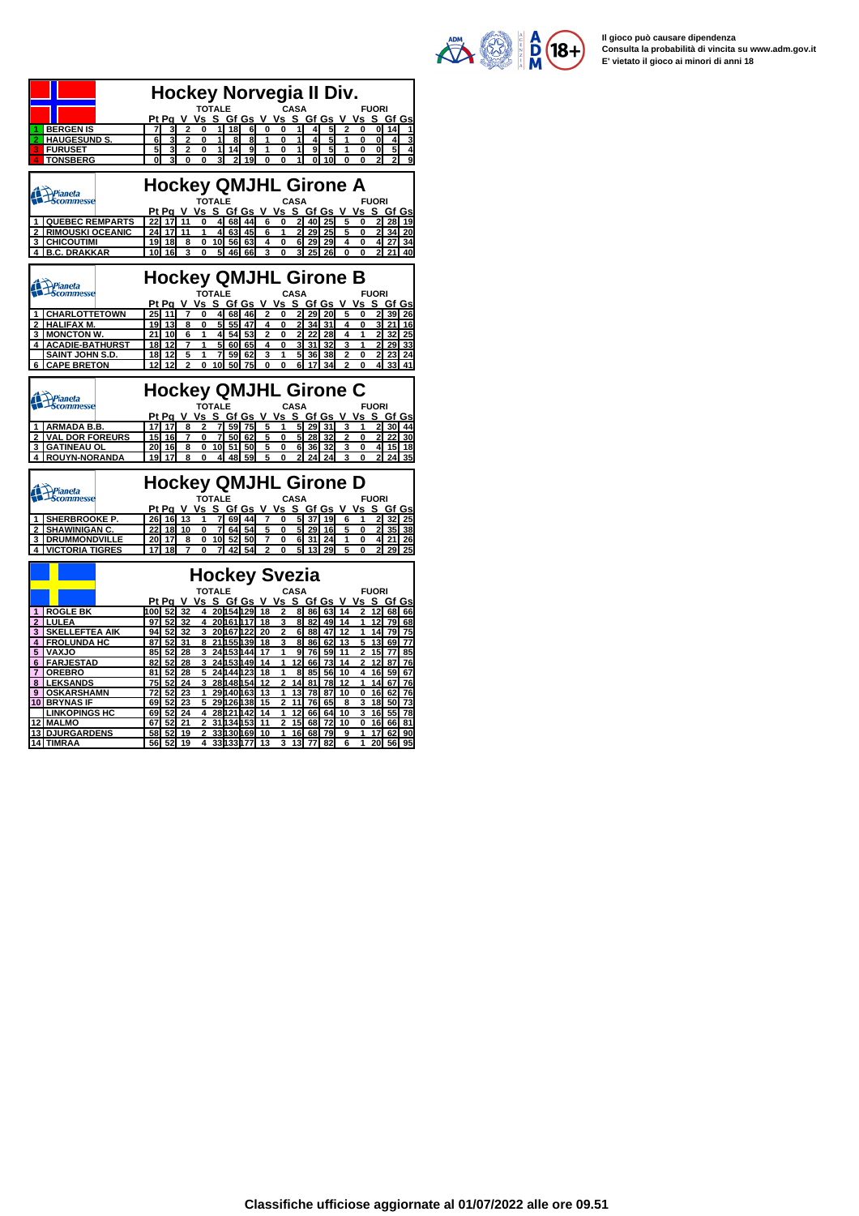Il gioco può causare dipendenza
Consulta la probabilità di vincita su www.adm.gov.it
E' vietato il gioco ai minori di anni 18

## Hockey Norvegia II Div.

| | | TOTALE | | | | | | | CASA | | | | | | FUORI | | | | | |
|---|---|---|---|---|---|---|---|---|---|---|---|---|---|---|---|---|---|---|---|---|
| | | Pt | Pg | V | Vs | S | Gf | Gs | V | Vs | S | Gf | Gs | V | Vs | S | Gf | Gs |
| 1 | BERGEN IS | 7 | 3 | 2 | 0 | 1 | 18 | 6 | 0 | 0 | 1 | 4 | 5 | 2 | 0 | 0 | 14 | 1 |
| 2 | HAUGESUND S. | 6 | 3 | 2 | 0 | 1 | 8 | 8 | 1 | 0 | 1 | 4 | 5 | 1 | 0 | 0 | 4 | 3 |
| 3 | FURUSET | 5 | 3 | 2 | 0 | 1 | 14 | 9 | 1 | 0 | 1 | 9 | 5 | 1 | 0 | 0 | 5 | 4 |
| 4 | TONSBERG | 0 | 3 | 0 | 0 | 3 | 2 | 19 | 0 | 0 | 1 | 0 | 10 | 0 | 0 | 2 | 2 | 9 |

## Hockey QMJHL Girone A

| | | TOTALE | | | | | | | CASA | | | | | | FUORI | | | | | |
|---|---|---|---|---|---|---|---|---|---|---|---|---|---|---|---|---|---|---|---|---|
| | | Pt | Pg | V | Vs | S | Gf | Gs | V | Vs | S | Gf | Gs | V | Vs | S | Gf | Gs |
| 1 | QUEBEC REMPARTS | 22 | 17 | 11 | 0 | 4 | 68 | 44 | 6 | 0 | 2 | 40 | 25 | 5 | 0 | 2 | 28 | 19 |
| 2 | RIMOUSKI OCEANIC | 24 | 17 | 11 | 1 | 4 | 63 | 45 | 6 | 1 | 2 | 29 | 25 | 5 | 0 | 2 | 34 | 20 |
| 3 | CHICOUTIMI | 19 | 18 | 8 | 0 | 10 | 56 | 63 | 4 | 0 | 6 | 29 | 29 | 4 | 0 | 4 | 27 | 34 |
| 4 | B.C. DRAKKAR | 10 | 16 | 3 | 0 | 5 | 46 | 66 | 3 | 0 | 3 | 25 | 26 | 0 | 0 | 2 | 21 | 40 |

## Hockey QMJHL Girone B

| | | TOTALE | | | | | | | CASA | | | | | | FUORI | | | | | |
|---|---|---|---|---|---|---|---|---|---|---|---|---|---|---|---|---|---|---|---|---|
| | | Pt | Pg | V | Vs | S | Gf | Gs | V | Vs | S | Gf | Gs | V | Vs | S | Gf | Gs |
| 1 | CHARLOTTETOWN | 25 | 11 | 7 | 0 | 4 | 68 | 46 | 2 | 0 | 2 | 29 | 20 | 5 | 0 | 2 | 39 | 26 |
| 2 | HALIFAX M. | 19 | 13 | 8 | 0 | 5 | 55 | 47 | 4 | 0 | 2 | 34 | 31 | 4 | 0 | 3 | 21 | 16 |
| 3 | MONCTON W. | 21 | 10 | 6 | 1 | 4 | 54 | 53 | 2 | 0 | 2 | 22 | 28 | 4 | 1 | 2 | 32 | 25 |
| 4 | ACADIE-BATHURST | 18 | 12 | 7 | 1 | 5 | 60 | 65 | 4 | 0 | 3 | 31 | 32 | 3 | 1 | 2 | 29 | 33 |
| | SAINT JOHN S.D. | 18 | 12 | 5 | 1 | 7 | 59 | 62 | 3 | 1 | 5 | 36 | 38 | 2 | 0 | 2 | 23 | 24 |
| 6 | CAPE BRETON | 12 | 12 | 2 | 0 | 10 | 50 | 75 | 0 | 0 | 6 | 17 | 34 | 2 | 0 | 4 | 33 | 41 |

## Hockey QMJHL Girone C

| | | TOTALE | | | | | | | CASA | | | | | | FUORI | | | | | |
|---|---|---|---|---|---|---|---|---|---|---|---|---|---|---|---|---|---|---|---|---|
| | | Pt | Pg | V | Vs | S | Gf | Gs | V | Vs | S | Gf | Gs | V | Vs | S | Gf | Gs |
| 1 | ARMADA B.B. | 17 | 17 | 8 | 2 | 7 | 59 | 75 | 5 | 1 | 5 | 29 | 31 | 3 | 1 | 2 | 30 | 44 |
| 2 | VAL DOR FOREURS | 15 | 16 | 7 | 0 | 7 | 50 | 62 | 5 | 0 | 5 | 28 | 32 | 2 | 0 | 2 | 22 | 30 |
| 3 | GATINEAU OL | 20 | 16 | 8 | 0 | 10 | 51 | 50 | 5 | 0 | 6 | 36 | 32 | 3 | 0 | 4 | 15 | 18 |
| 4 | ROUYN-NORANDA | 19 | 17 | 8 | 0 | 4 | 48 | 59 | 5 | 0 | 2 | 24 | 24 | 3 | 0 | 2 | 24 | 35 |

## Hockey QMJHL Girone D

| | | TOTALE | | | | | | | CASA | | | | | | FUORI | | | | | |
|---|---|---|---|---|---|---|---|---|---|---|---|---|---|---|---|---|---|---|---|---|
| | | Pt | Pg | V | Vs | S | Gf | Gs | V | Vs | S | Gf | Gs | V | Vs | S | Gf | Gs |
| 1 | SHERBROOKE P. | 26 | 16 | 13 | 1 | 7 | 69 | 44 | 7 | 0 | 5 | 37 | 19 | 6 | 1 | 2 | 32 | 25 |
| 2 | SHAWINIGAN C. | 22 | 18 | 10 | 0 | 7 | 64 | 54 | 5 | 0 | 5 | 29 | 16 | 5 | 0 | 2 | 35 | 38 |
| 3 | DRUMMONDVILLE | 20 | 17 | 8 | 0 | 10 | 52 | 50 | 7 | 0 | 6 | 31 | 24 | 1 | 0 | 4 | 21 | 26 |
| 4 | VICTORIA TIGRES | 17 | 18 | 7 | 0 | 7 | 42 | 54 | 2 | 0 | 5 | 13 | 29 | 5 | 0 | 2 | 29 | 25 |

## Hockey Svezia

| | | TOTALE | | | | | | | CASA | | | | | | FUORI | | | | | |
|---|---|---|---|---|---|---|---|---|---|---|---|---|---|---|---|---|---|---|---|---|
| | | Pt | Pg | V | Vs | S | Gf | Gs | V | Vs | S | Gf | Gs | V | Vs | S | Gf | Gs |
| 1 | ROGLE BK | 100 | 52 | 32 | 4 | 20 | 154 | 129 | 18 | 2 | 8 | 86 | 63 | 14 | 2 | 12 | 68 | 66 |
| 2 | LULEA | 97 | 52 | 32 | 4 | 20 | 161 | 117 | 18 | 3 | 8 | 82 | 49 | 14 | 1 | 12 | 79 | 68 |
| 3 | SKELLEFTEA AIK | 94 | 52 | 32 | 3 | 20 | 167 | 122 | 20 | 2 | 6 | 88 | 47 | 12 | 1 | 14 | 79 | 75 |
| 4 | FROLUNDA HC | 87 | 52 | 31 | 8 | 21 | 155 | 139 | 18 | 3 | 8 | 86 | 62 | 13 | 5 | 13 | 69 | 77 |
| 5 | VAXJO | 85 | 52 | 28 | 3 | 24 | 153 | 144 | 17 | 1 | 9 | 76 | 59 | 11 | 2 | 15 | 77 | 85 |
| 6 | FARJESTAD | 82 | 52 | 28 | 3 | 24 | 153 | 149 | 14 | 1 | 12 | 66 | 73 | 14 | 2 | 12 | 87 | 76 |
| 7 | OREBRO | 81 | 52 | 28 | 5 | 24 | 144 | 123 | 18 | 1 | 8 | 85 | 56 | 10 | 4 | 16 | 59 | 67 |
| 8 | LEKSANDS | 75 | 52 | 24 | 3 | 28 | 148 | 154 | 12 | 2 | 14 | 81 | 78 | 12 | 1 | 14 | 67 | 76 |
| 9 | OSKARSHAMN | 72 | 52 | 23 | 1 | 29 | 140 | 163 | 13 | 1 | 13 | 78 | 87 | 10 | 0 | 16 | 62 | 76 |
| 10 | BRYNAS IF | 69 | 52 | 23 | 5 | 29 | 126 | 138 | 15 | 2 | 11 | 76 | 65 | 8 | 3 | 18 | 50 | 73 |
| | LINKOPINGS HC | 69 | 52 | 24 | 4 | 28 | 121 | 142 | 14 | 1 | 12 | 66 | 64 | 10 | 3 | 16 | 55 | 78 |
| 12 | MALMO | 67 | 52 | 21 | 2 | 31 | 134 | 153 | 11 | 2 | 15 | 68 | 72 | 10 | 0 | 16 | 66 | 81 |
| 13 | DJURGARDENS | 58 | 52 | 19 | 2 | 33 | 130 | 169 | 10 | 1 | 16 | 68 | 79 | 9 | 1 | 17 | 62 | 90 |
| 14 | TIMRAA | 56 | 52 | 19 | 4 | 33 | 133 | 177 | 13 | 3 | 13 | 77 | 82 | 6 | 1 | 20 | 56 | 95 |

**Classifiche ufficiose aggiornate al 01/07/2022 alle ore 09.51**